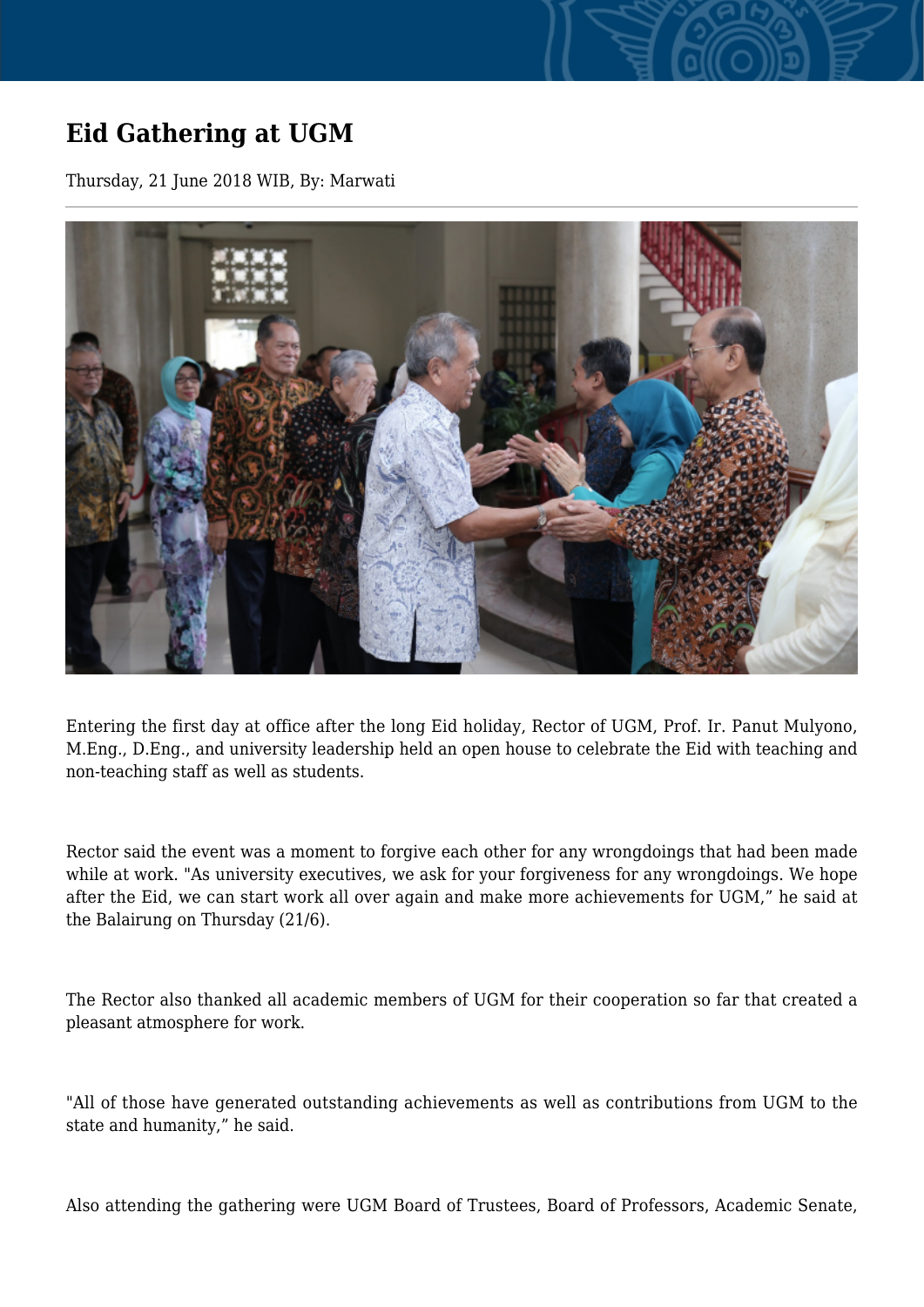# Eid Gathering at UGM

Thursday, 21 June 2018 WIB, By: Marwati

Entering the first day at office after the long Eid holiday, Rector of UGM, Prof. Ir. Panut Mulyono, M.Eng., D.Eng., and university leadership held an open house to celebrate the Eid with teaching and non-teaching staff as well as students.

Rector said the event was a moment to forgive each other for any wrongdoings that had been made while at work. "As university executives, we ask for your forgiveness for any wrongdoings. We hope after the Eid, we can start work all over again and make more achievements for UGM," he said at the Balairung on Thursday (21/6).

The Rector also thanked all academic members of UGM for their cooperation so far that created a pleasant atmosphere for work.

"All of those have generated outstanding achievements as well as contributions from UGM to the state and humanity," he said.

Also attending the gathering were UGM Board of Trustees, Board of Professors, Academic Senate,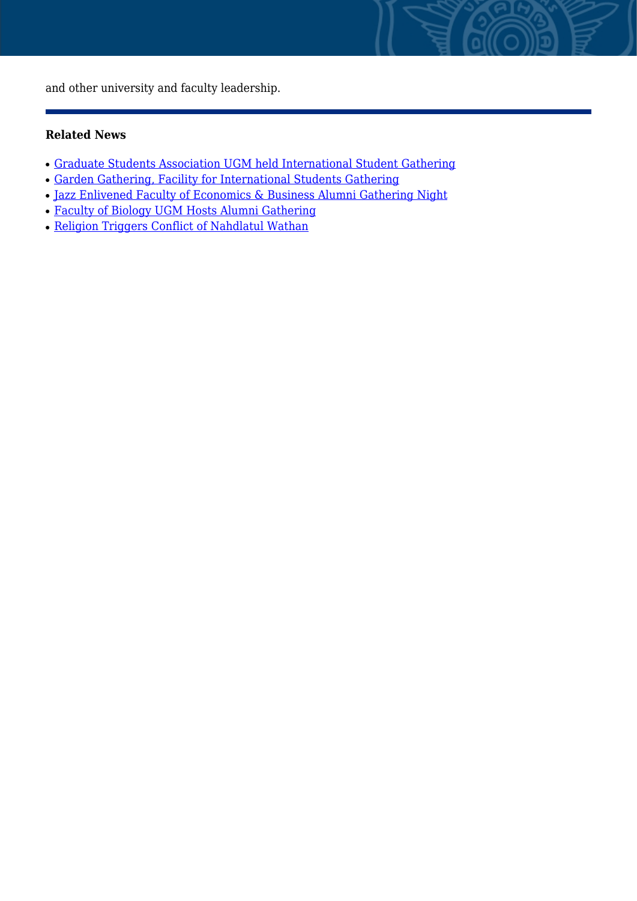and other university and faculty leadership.

---

**Related News**

- Graduate Students Association UGM held International Student Gathering
- Garden Gathering, Facility for International Students Gathering
- Jazz Enlivened Faculty of Economics & Business Alumni Gathering Night
- Faculty of Biology UGM Hosts Alumni Gathering
- Religion Triggers Conflict of Nahdlatul Wathan